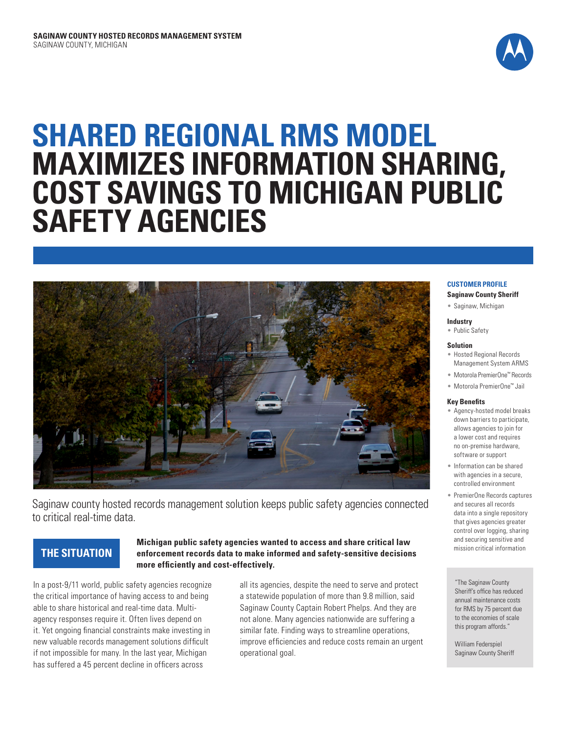**SAGINAW COUNTY HOSTED RECORDS MANAGEMENT SYSTEM**
SAGINAW COUNTY, MICHIGAN

# SHARED REGIONAL RMS MODEL MAXIMIZES INFORMATION SHARING, COST SAVINGS TO MICHIGAN PUBLIC SAFETY AGENCIES

Saginaw county hosted records management solution keeps public safety agencies connected to critical real-time data.

## THE SITUATION

**Michigan public safety agencies wanted to access and share critical law enforcement records data to make informed and safety-sensitive decisions more efficiently and cost-effectively.**

In a post-9/11 world, public safety agencies recognize the critical importance of having access to and being able to share historical and real-time data. Multi-agency responses require it. Often lives depend on it. Yet ongoing financial constraints make investing in new valuable records management solutions difficult if not impossible for many. In the last year, Michigan has suffered a 45 percent decline in officers across all its agencies, despite the need to serve and protect a statewide population of more than 9.8 million, said Saginaw County Captain Robert Phelps. And they are not alone. Many agencies nationwide are suffering a similar fate. Finding ways to streamline operations, improve efficiencies and reduce costs remain an urgent operational goal.

### CUSTOMER PROFILE

**Saginaw County Sheriff**
- Saginaw, Michigan

**Industry**
- Public Safety

**Solution**
- Hosted Regional Records Management System ARMS
- Motorola PremierOne™ Records
- Motorola PremierOne™ Jail

**Key Benefits**
- Agency-hosted model breaks down barriers to participate, allows agencies to join for a lower cost and requires no on-premise hardware, software or support
- Information can be shared with agencies in a secure, controlled environment
- PremierOne Records captures and secures all records data into a single repository that gives agencies greater control over logging, sharing and securing sensitive and mission critical information

"The Saginaw County Sheriff's office has reduced annual maintenance costs for RMS by 75 percent due to the economies of scale this program affords."

William Federspiel
Saginaw County Sheriff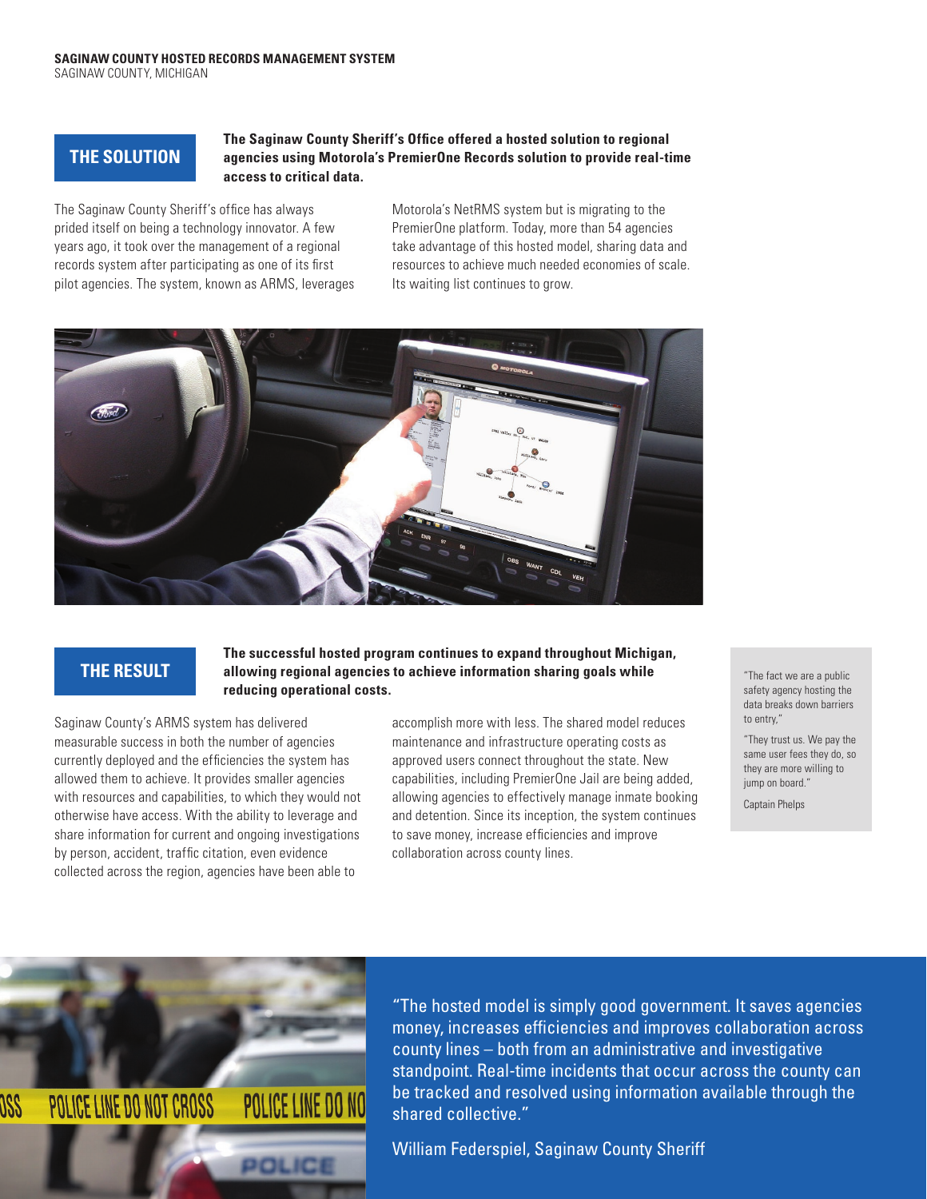**SAGINAW COUNTY HOSTED RECORDS MANAGEMENT SYSTEM**
SAGINAW COUNTY, MICHIGAN

## THE SOLUTION

**The Saginaw County Sheriff's Office offered a hosted solution to regional agencies using Motorola's PremierOne Records solution to provide real-time access to critical data.**

The Saginaw County Sheriff's office has always prided itself on being a technology innovator. A few years ago, it took over the management of a regional records system after participating as one of its first pilot agencies. The system, known as ARMS, leverages Motorola's NetRMS system but is migrating to the PremierOne platform. Today, more than 54 agencies take advantage of this hosted model, sharing data and resources to achieve much needed economies of scale. Its waiting list continues to grow.

## THE RESULT

**The successful hosted program continues to expand throughout Michigan, allowing regional agencies to achieve information sharing goals while reducing operational costs.**

Saginaw County's ARMS system has delivered measurable success in both the number of agencies currently deployed and the efficiencies the system has allowed them to achieve. It provides smaller agencies with resources and capabilities, to which they would not otherwise have access. With the ability to leverage and share information for current and ongoing investigations by person, accident, traffic citation, even evidence collected across the region, agencies have been able to accomplish more with less. The shared model reduces maintenance and infrastructure operating costs as approved users connect throughout the state. New capabilities, including PremierOne Jail are being added, allowing agencies to effectively manage inmate booking and detention. Since its inception, the system continues to save money, increase efficiencies and improve collaboration across county lines.

"The fact we are a public safety agency hosting the data breaks down barriers to entry,"

"They trust us. We pay the same user fees they do, so they are more willing to jump on board."

Captain Phelps

"The hosted model is simply good government. It saves agencies money, increases efficiencies and improves collaboration across county lines – both from an administrative and investigative standpoint. Real-time incidents that occur across the county can be tracked and resolved using information available through the shared collective."

William Federspiel, Saginaw County Sheriff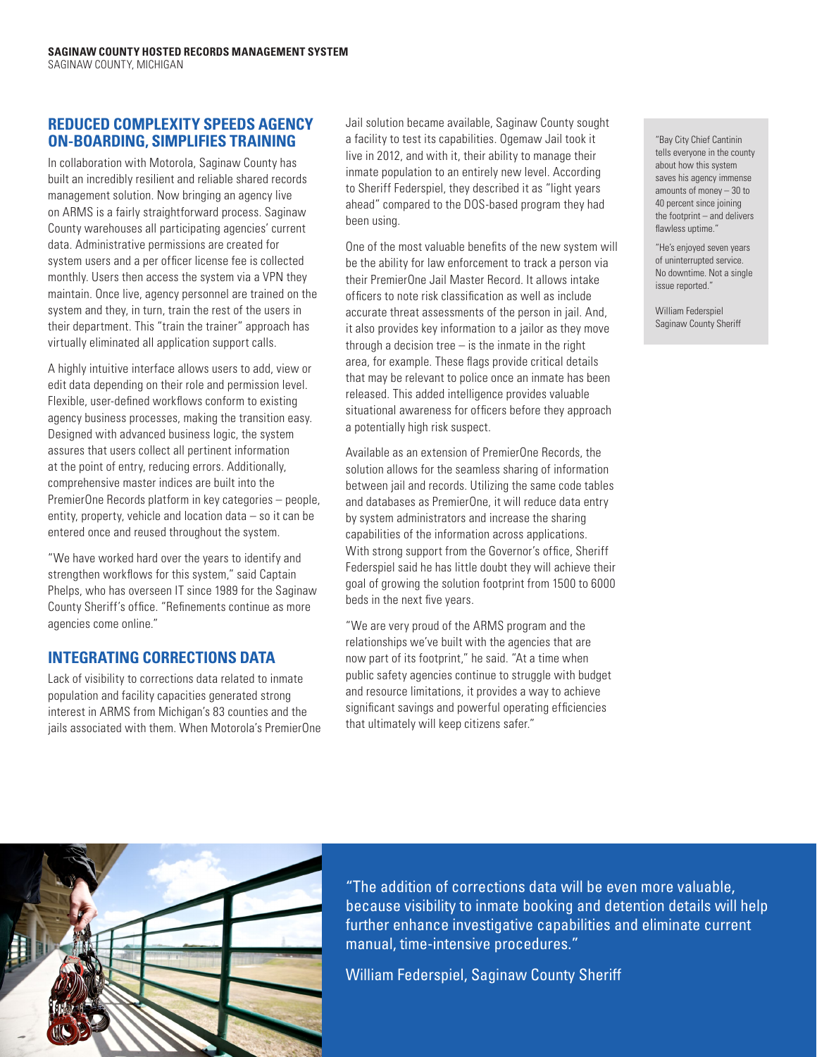## REDUCED COMPLEXITY SPEEDS AGENCY ON-BOARDING, SIMPLIFIES TRAINING

In collaboration with Motorola, Saginaw County has built an incredibly resilient and reliable shared records management solution. Now bringing an agency live on ARMS is a fairly straightforward process. Saginaw County warehouses all participating agencies' current data. Administrative permissions are created for system users and a per officer license fee is collected monthly. Users then access the system via a VPN they maintain. Once live, agency personnel are trained on the system and they, in turn, train the rest of the users in their department. This "train the trainer" approach has virtually eliminated all application support calls.

A highly intuitive interface allows users to add, view or edit data depending on their role and permission level. Flexible, user-defined workflows conform to existing agency business processes, making the transition easy. Designed with advanced business logic, the system assures that users collect all pertinent information at the point of entry, reducing errors. Additionally, comprehensive master indices are built into the PremierOne Records platform in key categories – people, entity, property, vehicle and location data – so it can be entered once and reused throughout the system.

"We have worked hard over the years to identify and strengthen workflows for this system," said Captain Phelps, who has overseen IT since 1989 for the Saginaw County Sheriff's office. "Refinements continue as more agencies come online."

## INTEGRATING CORRECTIONS DATA

Lack of visibility to corrections data related to inmate population and facility capacities generated strong interest in ARMS from Michigan's 83 counties and the jails associated with them. When Motorola's PremierOne Jail solution became available, Saginaw County sought a facility to test its capabilities. Ogemaw Jail took it live in 2012, and with it, their ability to manage their inmate population to an entirely new level. According to Sheriff Federspiel, they described it as "light years ahead" compared to the DOS-based program they had been using.

One of the most valuable benefits of the new system will be the ability for law enforcement to track a person via their PremierOne Jail Master Record. It allows intake officers to note risk classification as well as include accurate threat assessments of the person in jail. And, it also provides key information to a jailor as they move through a decision tree – is the inmate in the right area, for example. These flags provide critical details that may be relevant to police once an inmate has been released. This added intelligence provides valuable situational awareness for officers before they approach a potentially high risk suspect.

Available as an extension of PremierOne Records, the solution allows for the seamless sharing of information between jail and records. Utilizing the same code tables and databases as PremierOne, it will reduce data entry by system administrators and increase the sharing capabilities of the information across applications. With strong support from the Governor's office, Sheriff Federspiel said he has little doubt they will achieve their goal of growing the solution footprint from 1500 to 6000 beds in the next five years.

"We are very proud of the ARMS program and the relationships we've built with the agencies that are now part of its footprint," he said. "At a time when public safety agencies continue to struggle with budget and resource limitations, it provides a way to achieve significant savings and powerful operating efficiencies that ultimately will keep citizens safer."

"Bay City Chief Cantinin tells everyone in the county about how this system saves his agency immense amounts of money – 30 to 40 percent since joining the footprint – and delivers flawless uptime."

"He's enjoyed seven years of uninterrupted service. No downtime. Not a single issue reported."

William Federspiel
Saginaw County Sheriff

"The addition of corrections data will be even more valuable, because visibility to inmate booking and detention details will help further enhance investigative capabilities and eliminate current manual, time-intensive procedures."

William Federspiel, Saginaw County Sheriff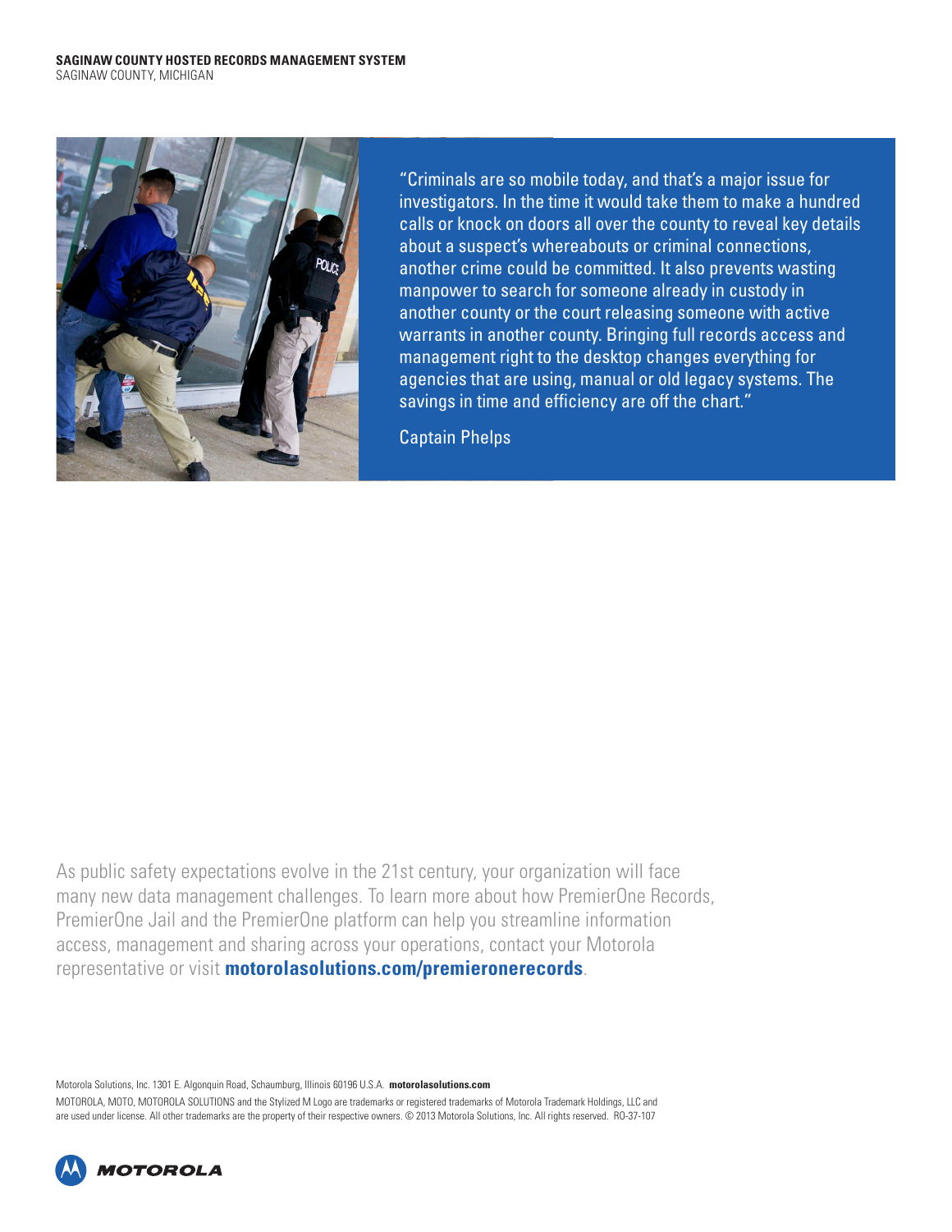"Criminals are so mobile today, and that's a major issue for investigators. In the time it would take them to make a hundred calls or knock on doors all over the county to reveal key details about a suspect's whereabouts or criminal connections, another crime could be committed. It also prevents wasting manpower to search for someone already in custody in another county or the court releasing someone with active warrants in another county. Bringing full records access and management right to the desktop changes everything for agencies that are using, manual or old legacy systems. The savings in time and efficiency are off the chart."

Captain Phelps

As public safety expectations evolve in the 21st century, your organization will face many new data management challenges. To learn more about how PremierOne Records, PremierOne Jail and the PremierOne platform can help you streamline information access, management and sharing across your operations, contact your Motorola representative or visit **motorolasolutions.com/premieronerecords**.

Motorola Solutions, Inc. 1301 E. Algonquin Road, Schaumburg, Illinois 60196 U.S.A. **motorolasolutions.com**

MOTOROLA, MOTO, MOTOROLA SOLUTIONS and the Stylized M Logo are trademarks or registered trademarks of Motorola Trademark Holdings, LLC and are used under license. All other trademarks are the property of their respective owners. © 2013 Motorola Solutions, Inc. All rights reserved. RO-37-107

MOTOROLA